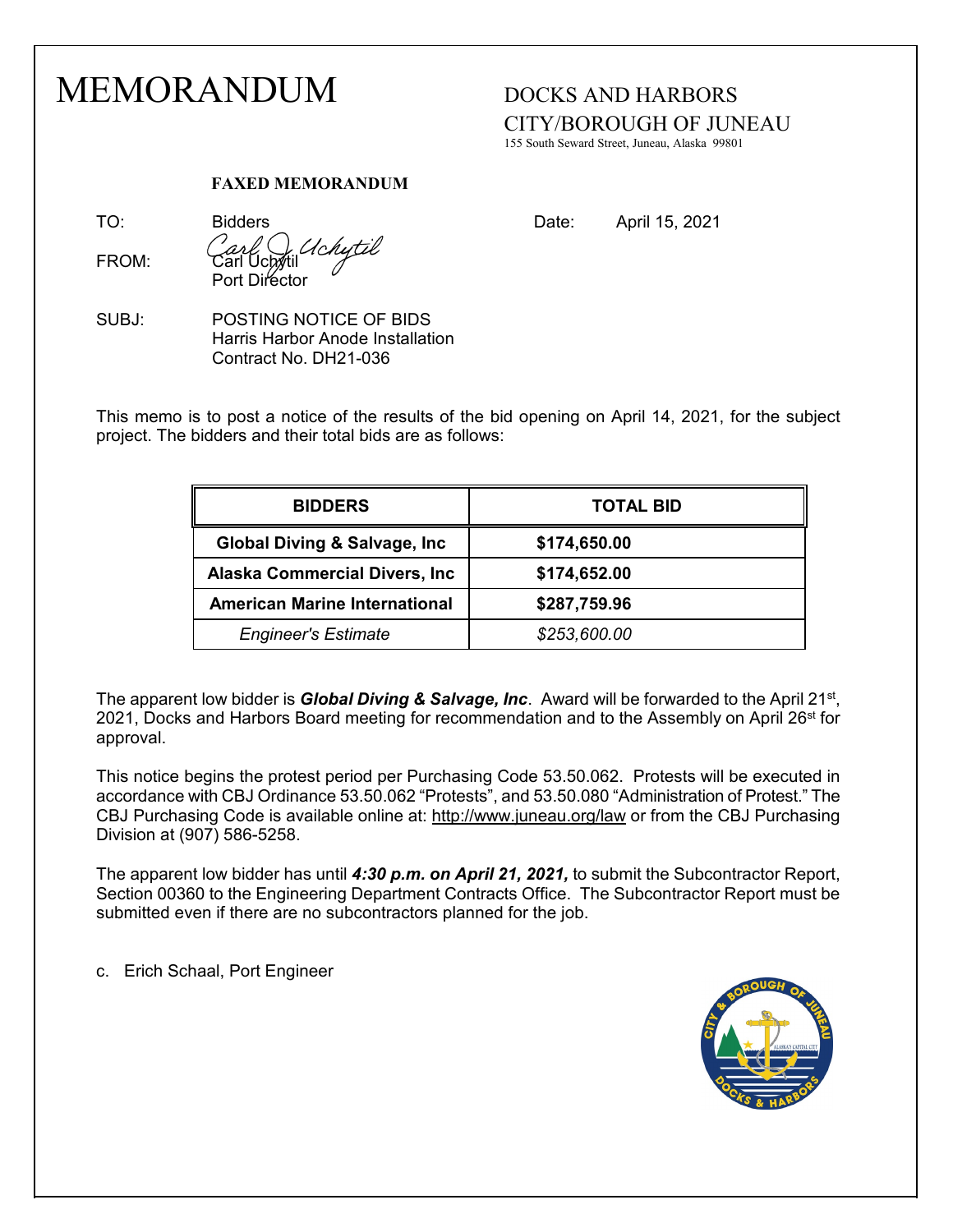# MEMORANDUM

DOCKS AND HARBORS
CITY/BOROUGH OF JUNEAU
155 South Seward Street, Juneau, Alaska 99801

**FAXED MEMORANDUM**

TO: Bidders

Date: April 15, 2021

FROM: Carl Uchytil
Port Director

SUBJ: POSTING NOTICE OF BIDS
Harris Harbor Anode Installation
Contract No. DH21-036

This memo is to post a notice of the results of the bid opening on April 14, 2021, for the subject project. The bidders and their total bids are as follows:

| BIDDERS | TOTAL BID |
|---|---|
| **Global Diving & Salvage, Inc** | **$174,650.00** |
| **Alaska Commercial Divers, Inc** | **$174,652.00** |
| **American Marine International** | **$287,759.96** |
| *Engineer's Estimate* | *$253,600.00* |

The apparent low bidder is ***Global Diving & Salvage, Inc***. Award will be forwarded to the April 21st, 2021, Docks and Harbors Board meeting for recommendation and to the Assembly on April 26st for approval.

This notice begins the protest period per Purchasing Code 53.50.062. Protests will be executed in accordance with CBJ Ordinance 53.50.062 "Protests", and 53.50.080 "Administration of Protest." The CBJ Purchasing Code is available online at: http://www.juneau.org/law or from the CBJ Purchasing Division at (907) 586-5258.

The apparent low bidder has until ***4:30 p.m. on April 21, 2021,*** to submit the Subcontractor Report, Section 00360 to the Engineering Department Contracts Office. The Subcontractor Report must be submitted even if there are no subcontractors planned for the job.

c. Erich Schaal, Port Engineer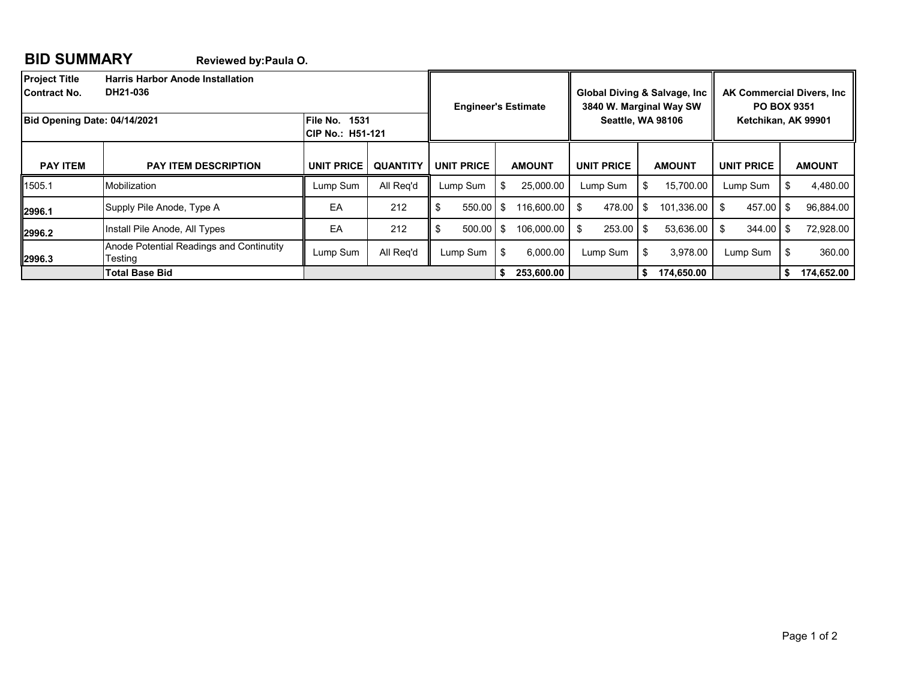# BID SUMMARY

**Reviewed by:Paula O.**

| **Project Title** | **Harris Harbor Anode Installation** | | | **Engineer's Estimate** | | **Global Diving & Salvage, Inc 3840 W. Marginal Way SW Seattle, WA 98106** | | **AK Commercial Divers, Inc PO BOX 9351 Ketchikan, AK 99901** | |
|---|---|---|---|---|---|---|---|---|---|
| **Contract No.** | **DH21-036** | | | | | | | | |
| **Bid Opening Date: 04/14/2021** | | **File No. 1531 CIP No.: H51-121** | | | | | | | |
| **PAY ITEM** | **PAY ITEM DESCRIPTION** | **UNIT PRICE** | **QUANTITY** | **UNIT PRICE** | **AMOUNT** | **UNIT PRICE** | **AMOUNT** | **UNIT PRICE** | **AMOUNT** |
| 1505.1 | Mobilization | Lump Sum | All Req'd | Lump Sum | $ 25,000.00 | Lump Sum | $ 15,700.00 | Lump Sum | $ 4,480.00 |
| **2996.1** | Supply Pile Anode, Type A | EA | 212 | $ 550.00 | $ 116,600.00 | $ 478.00 | $ 101,336.00 | $ 457.00 | $ 96,884.00 |
| **2996.2** | Install Pile Anode, All Types | EA | 212 | $ 500.00 | $ 106,000.00 | $ 253.00 | $ 53,636.00 | $ 344.00 | $ 72,928.00 |
| **2996.3** | Anode Potential Readings and Continutity Testing | Lump Sum | All Req'd | Lump Sum | $ 6,000.00 | Lump Sum | $ 3,978.00 | Lump Sum | $ 360.00 |
| | **Total Base Bid** | | | | **$ 253,600.00** | | **$ 174,650.00** | | **$ 174,652.00** |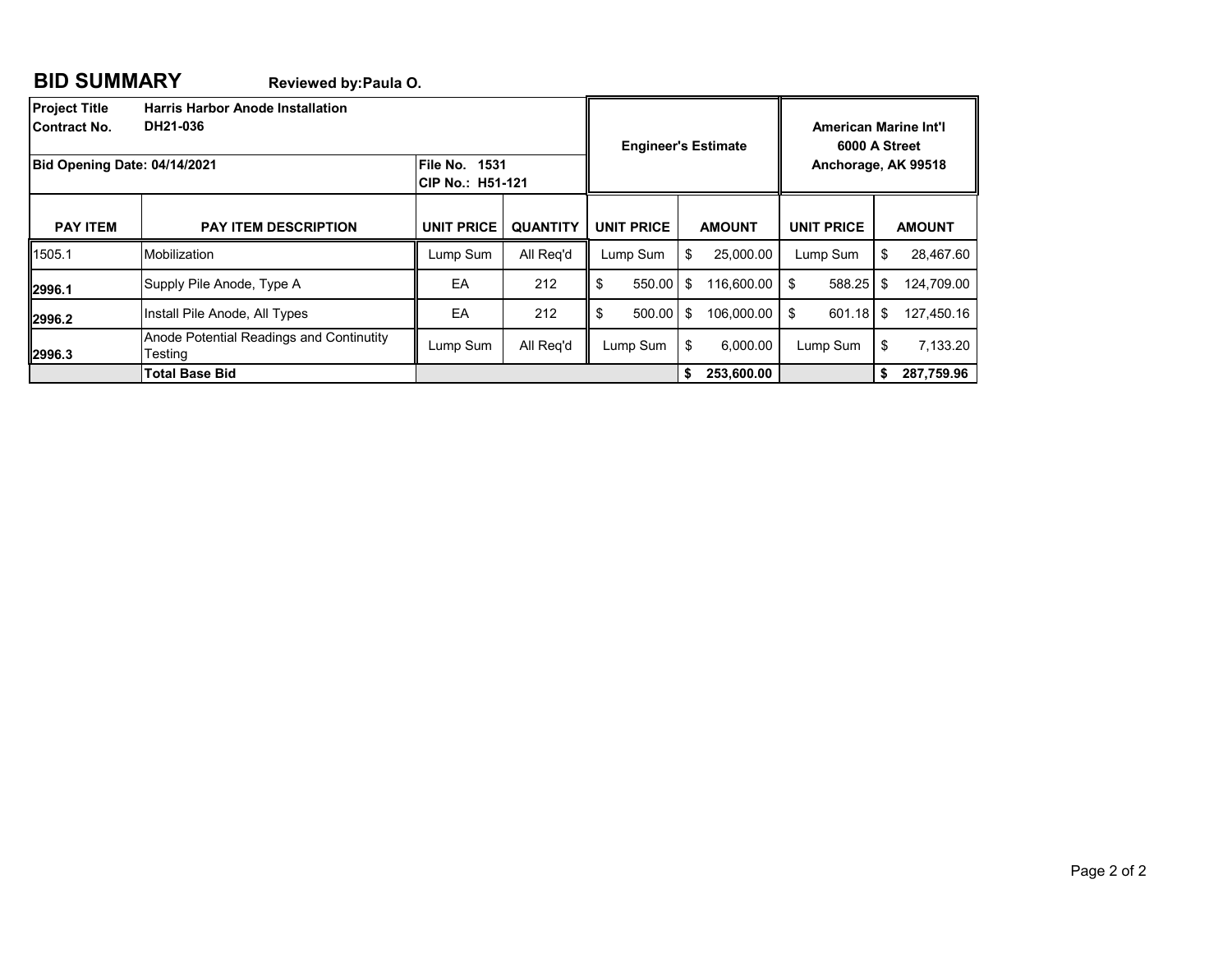## BID SUMMARY

**Reviewed by: Paula O.**

| **Project Title** | **Harris Harbor Anode Installation** | | | **Engineer's Estimate** | | **American Marine Int'l 6000 A Street Anchorage, AK 99518** | |
|---|---|---|---|---|---|---|---|
| **Contract No.** | **DH21-036** | | | | | | |
| **Bid Opening Date: 04/14/2021** | | **File No. 1531 CIP No.: H51-121** | | | | | |
| **PAY ITEM** | **PAY ITEM DESCRIPTION** | **UNIT PRICE** | **QUANTITY** | **UNIT PRICE** | **AMOUNT** | **UNIT PRICE** | **AMOUNT** |
| 1505.1 | Mobilization | Lump Sum | All Req'd | Lump Sum | $ 25,000.00 | Lump Sum | $ 28,467.60 |
| **2996.1** | Supply Pile Anode, Type A | EA | 212 | $ 550.00 | $ 116,600.00 | $ 588.25 | $ 124,709.00 |
| **2996.2** | Install Pile Anode, All Types | EA | 212 | $ 500.00 | $ 106,000.00 | $ 601.18 | $ 127,450.16 |
| **2996.3** | Anode Potential Readings and Contintuity Testing | Lump Sum | All Req'd | Lump Sum | $ 6,000.00 | Lump Sum | $ 7,133.20 |
| | **Total Base Bid** | | | | **$ 253,600.00** | | **$ 287,759.96** |